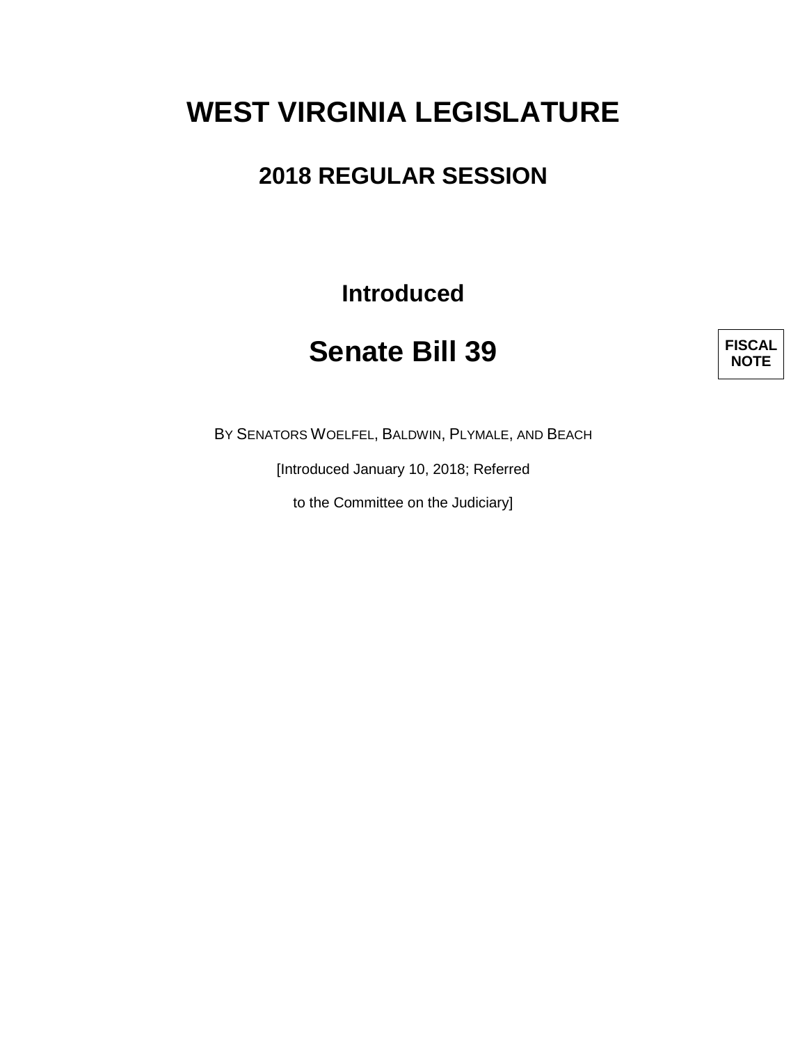# WEST VIRGINIA LEGISLATURE

## 2018 REGULAR SESSION

**Introduced**

# Senate Bill 39

**FISCAL NOTE**

BY SENATORS WOELFEL, BALDWIN, PLYMALE, AND BEACH

[Introduced January 10, 2018; Referred

to the Committee on the Judiciary]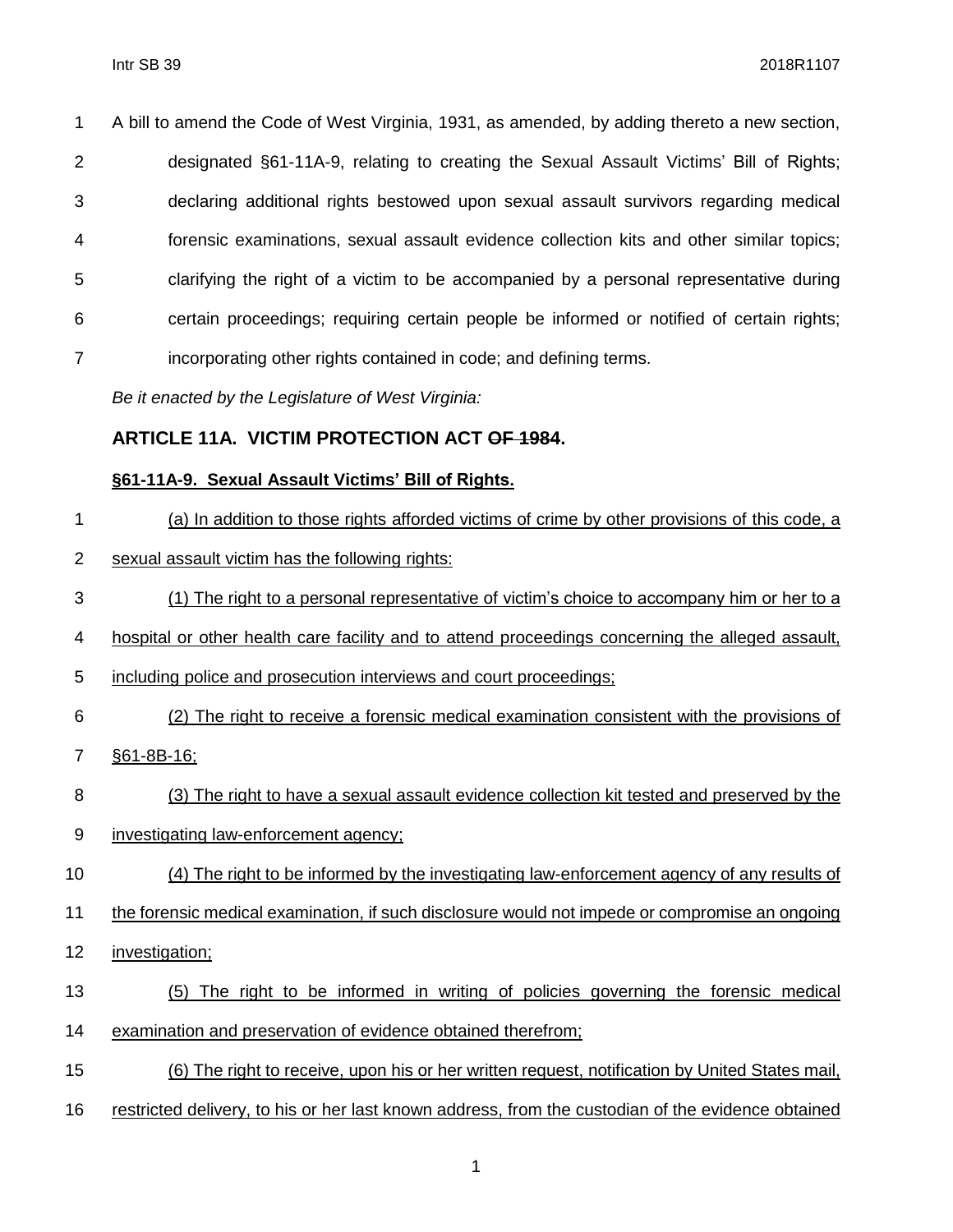A bill to amend the Code of West Virginia, 1931, as amended, by adding thereto a new section, designated §61-11A-9, relating to creating the Sexual Assault Victims' Bill of Rights; declaring additional rights bestowed upon sexual assault survivors regarding medical forensic examinations, sexual assault evidence collection kits and other similar topics; clarifying the right of a victim to be accompanied by a personal representative during certain proceedings; requiring certain people be informed or notified of certain rights; incorporating other rights contained in code; and defining terms.

*Be it enacted by the Legislature of West Virginia:*

## ARTICLE 11A. VICTIM PROTECTION ACT ~~OF 1984~~.

### §61-11A-9. Sexual Assault Victims' Bill of Rights.

(a) In addition to those rights afforded victims of crime by other provisions of this code, a sexual assault victim has the following rights:

(1) The right to a personal representative of victim's choice to accompany him or her to a hospital or other health care facility and to attend proceedings concerning the alleged assault, including police and prosecution interviews and court proceedings;

(2) The right to receive a forensic medical examination consistent with the provisions of §61-8B-16;

(3) The right to have a sexual assault evidence collection kit tested and preserved by the investigating law-enforcement agency;

(4) The right to be informed by the investigating law-enforcement agency of any results of the forensic medical examination, if such disclosure would not impede or compromise an ongoing investigation;

(5) The right to be informed in writing of policies governing the forensic medical examination and preservation of evidence obtained therefrom;

(6) The right to receive, upon his or her written request, notification by United States mail, restricted delivery, to his or her last known address, from the custodian of the evidence obtained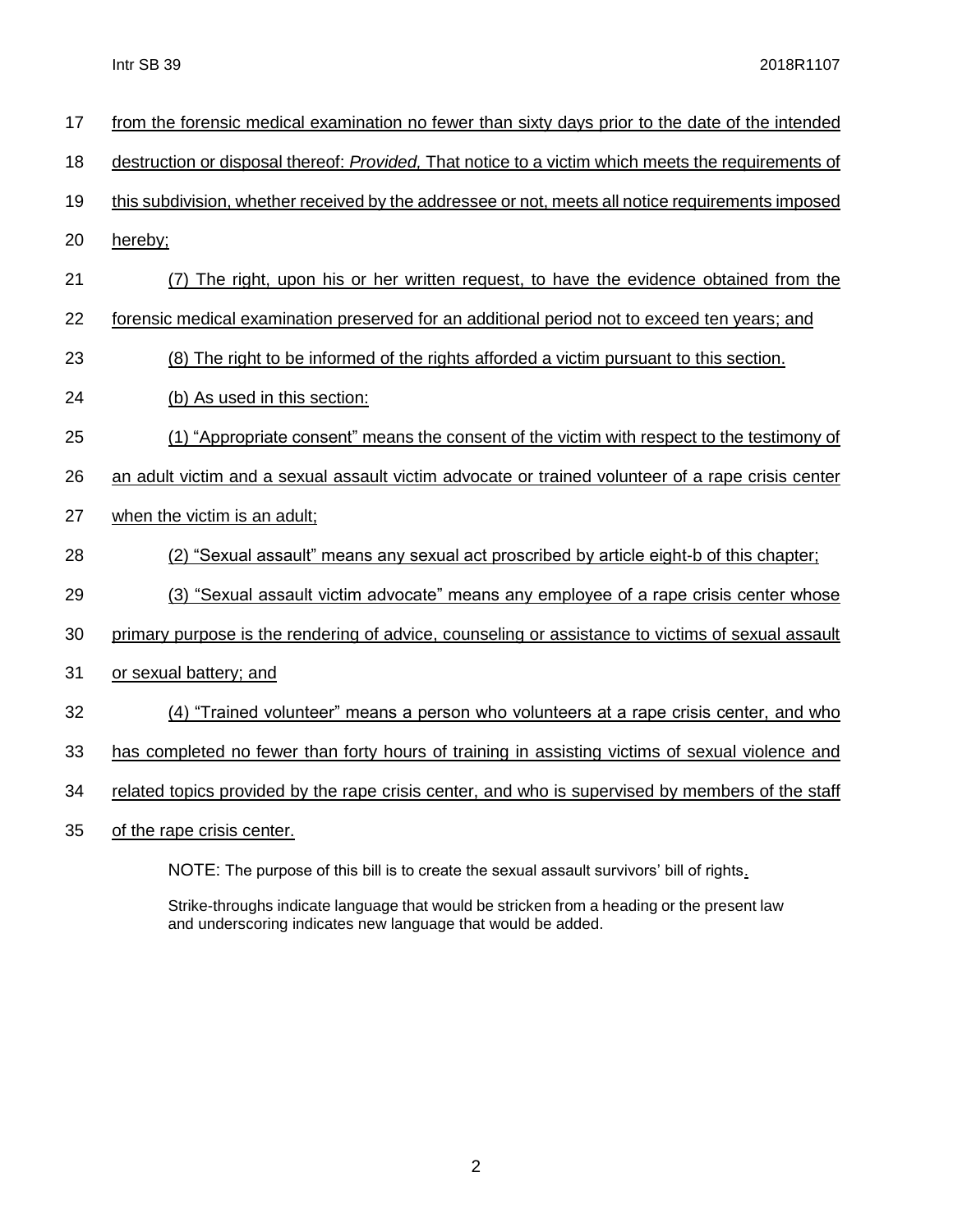from the forensic medical examination no fewer than sixty days prior to the date of the intended destruction or disposal thereof: *Provided,* That notice to a victim which meets the requirements of this subdivision, whether received by the addressee or not, meets all notice requirements imposed hereby;

(7) The right, upon his or her written request, to have the evidence obtained from the forensic medical examination preserved for an additional period not to exceed ten years; and

(8) The right to be informed of the rights afforded a victim pursuant to this section.

(b) As used in this section:

(1) "Appropriate consent" means the consent of the victim with respect to the testimony of an adult victim and a sexual assault victim advocate or trained volunteer of a rape crisis center when the victim is an adult;

(2) "Sexual assault" means any sexual act proscribed by article eight-b of this chapter;

(3) "Sexual assault victim advocate" means any employee of a rape crisis center whose primary purpose is the rendering of advice, counseling or assistance to victims of sexual assault or sexual battery; and

(4) "Trained volunteer" means a person who volunteers at a rape crisis center, and who has completed no fewer than forty hours of training in assisting victims of sexual violence and related topics provided by the rape crisis center, and who is supervised by members of the staff of the rape crisis center.

NOTE: The purpose of this bill is to create the sexual assault survivors' bill of rights.

Strike-throughs indicate language that would be stricken from a heading or the present law and underscoring indicates new language that would be added.